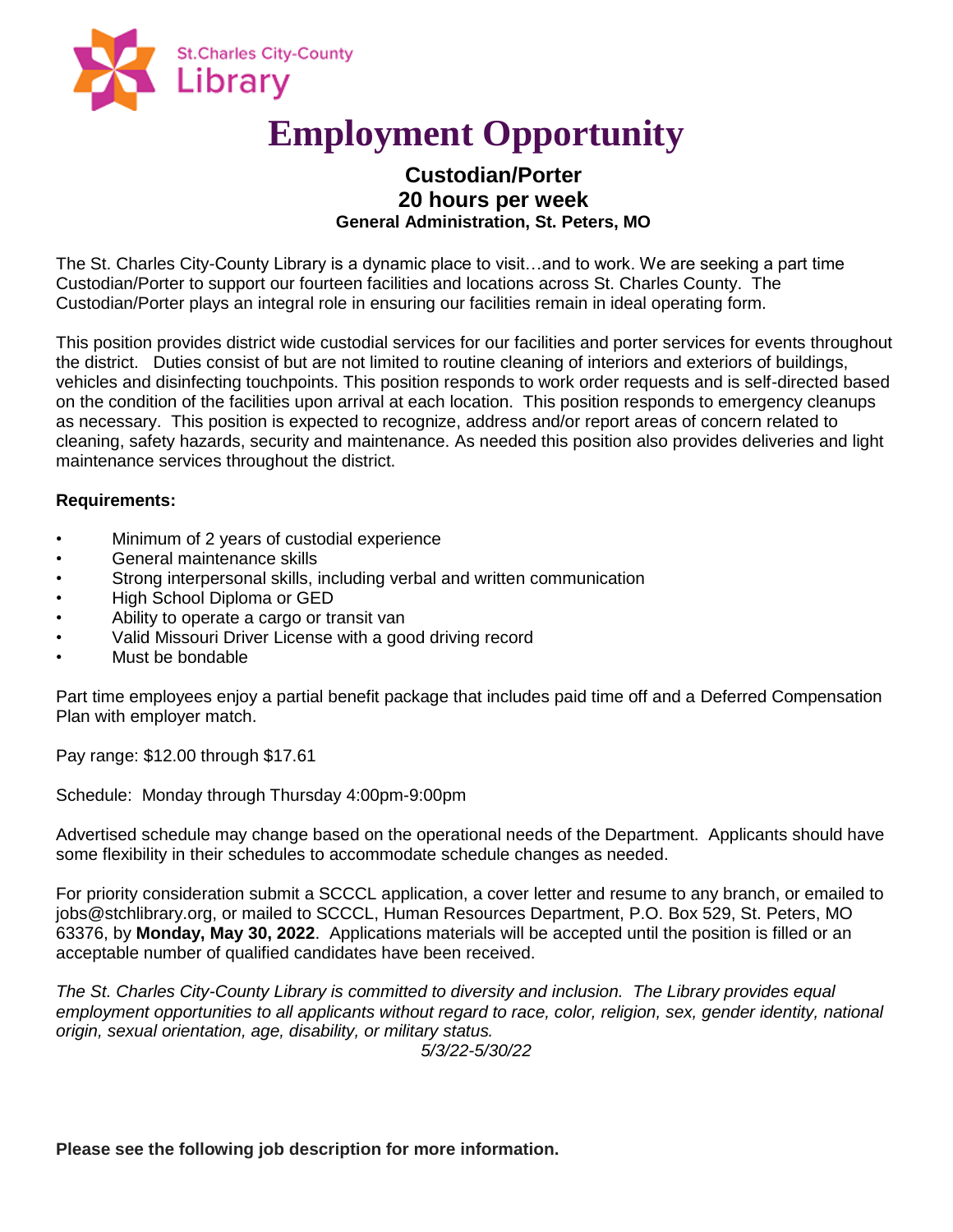St.Charles City-County Library

# Employment Opportunity

## Custodian/Porter
## 20 hours per week
### General Administration, St. Peters, MO

The St. Charles City-County Library is a dynamic place to visit…and to work. We are seeking a part time Custodian/Porter to support our fourteen facilities and locations across St. Charles County. The Custodian/Porter plays an integral role in ensuring our facilities remain in ideal operating form.

This position provides district wide custodial services for our facilities and porter services for events throughout the district. Duties consist of but are not limited to routine cleaning of interiors and exteriors of buildings, vehicles and disinfecting touchpoints. This position responds to work order requests and is self-directed based on the condition of the facilities upon arrival at each location. This position responds to emergency cleanups as necessary. This position is expected to recognize, address and/or report areas of concern related to cleaning, safety hazards, security and maintenance. As needed this position also provides deliveries and light maintenance services throughout the district.

**Requirements:**

- Minimum of 2 years of custodial experience
- General maintenance skills
- Strong interpersonal skills, including verbal and written communication
- High School Diploma or GED
- Ability to operate a cargo or transit van
- Valid Missouri Driver License with a good driving record
- Must be bondable

Part time employees enjoy a partial benefit package that includes paid time off and a Deferred Compensation Plan with employer match.

Pay range: $12.00 through $17.61

Schedule: Monday through Thursday 4:00pm-9:00pm

Advertised schedule may change based on the operational needs of the Department. Applicants should have some flexibility in their schedules to accommodate schedule changes as needed.

For priority consideration submit a SCCCL application, a cover letter and resume to any branch, or emailed to jobs@stchlibrary.org, or mailed to SCCCL, Human Resources Department, P.O. Box 529, St. Peters, MO 63376, by **Monday, May 30, 2022**. Applications materials will be accepted until the position is filled or an acceptable number of qualified candidates have been received.

*The St. Charles City-County Library is committed to diversity and inclusion. The Library provides equal employment opportunities to all applicants without regard to race, color, religion, sex, gender identity, national origin, sexual orientation, age, disability, or military status.*

*5/3/22-5/30/22*

**Please see the following job description for more information.**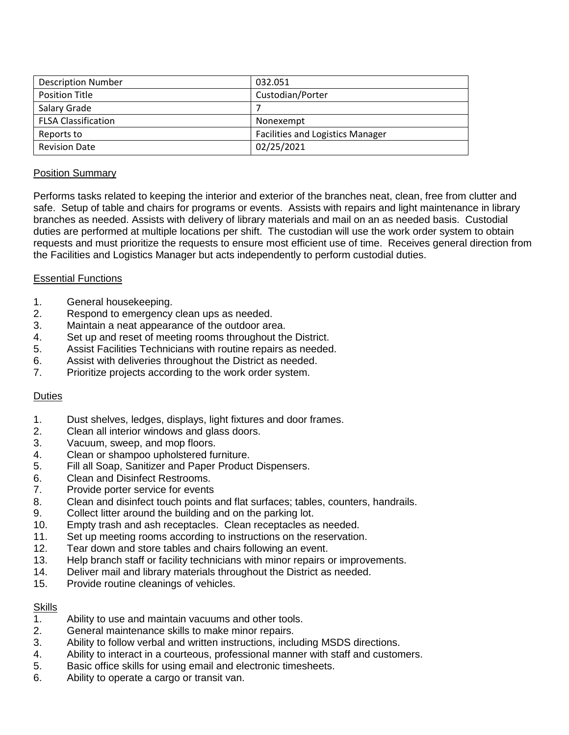| Description Number | 032.051 |
|---|---|
| Position Title | Custodian/Porter |
| Salary Grade | 7 |
| FLSA Classification | Nonexempt |
| Reports to | Facilities and Logistics Manager |
| Revision Date | 02/25/2021 |

## Position Summary

Performs tasks related to keeping the interior and exterior of the branches neat, clean, free from clutter and safe. Setup of table and chairs for programs or events. Assists with repairs and light maintenance in library branches as needed. Assists with delivery of library materials and mail on an as needed basis. Custodial duties are performed at multiple locations per shift. The custodian will use the work order system to obtain requests and must prioritize the requests to ensure most efficient use of time. Receives general direction from the Facilities and Logistics Manager but acts independently to perform custodial duties.

## Essential Functions

1. General housekeeping.
2. Respond to emergency clean ups as needed.
3. Maintain a neat appearance of the outdoor area.
4. Set up and reset of meeting rooms throughout the District.
5. Assist Facilities Technicians with routine repairs as needed.
6. Assist with deliveries throughout the District as needed.
7. Prioritize projects according to the work order system.

## Duties

1. Dust shelves, ledges, displays, light fixtures and door frames.
2. Clean all interior windows and glass doors.
3. Vacuum, sweep, and mop floors.
4. Clean or shampoo upholstered furniture.
5. Fill all Soap, Sanitizer and Paper Product Dispensers.
6. Clean and Disinfect Restrooms.
7. Provide porter service for events
8. Clean and disinfect touch points and flat surfaces; tables, counters, handrails.
9. Collect litter around the building and on the parking lot.
10. Empty trash and ash receptacles. Clean receptacles as needed.
11. Set up meeting rooms according to instructions on the reservation.
12. Tear down and store tables and chairs following an event.
13. Help branch staff or facility technicians with minor repairs or improvements.
14. Deliver mail and library materials throughout the District as needed.
15. Provide routine cleanings of vehicles.

## Skills

1. Ability to use and maintain vacuums and other tools.
2. General maintenance skills to make minor repairs.
3. Ability to follow verbal and written instructions, including MSDS directions.
4. Ability to interact in a courteous, professional manner with staff and customers.
5. Basic office skills for using email and electronic timesheets.
6. Ability to operate a cargo or transit van.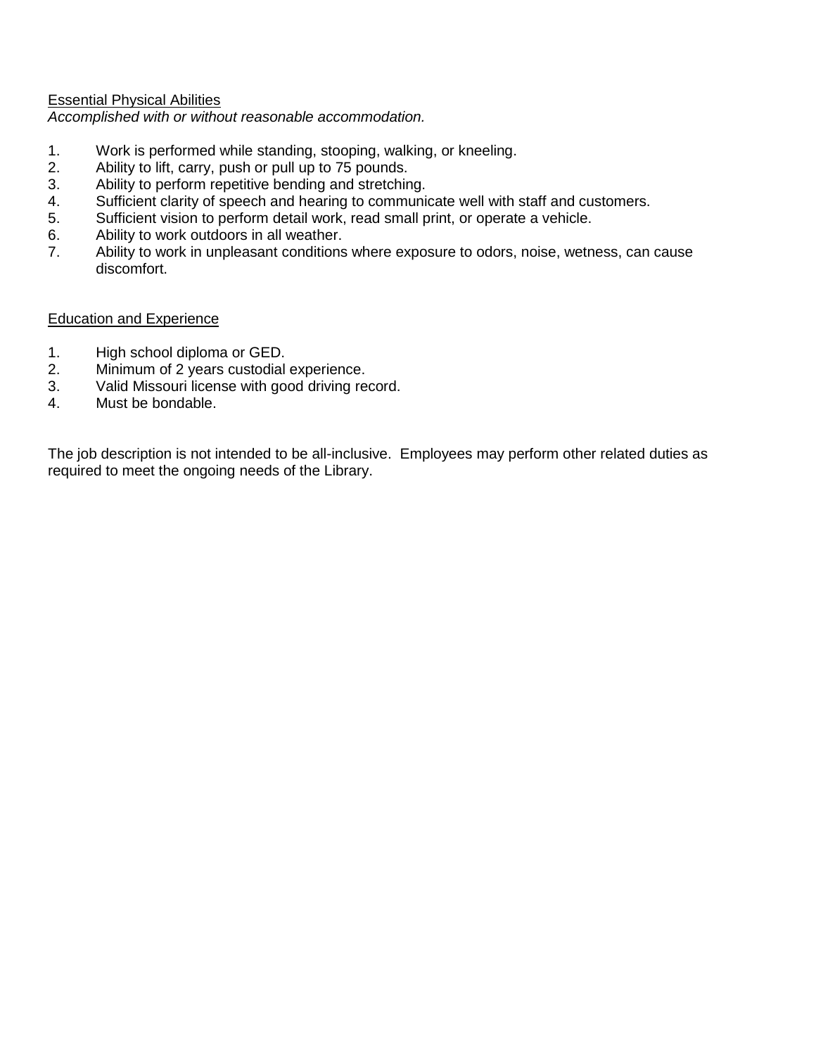Essential Physical Abilities

*Accomplished with or without reasonable accommodation.*

1. Work is performed while standing, stooping, walking, or kneeling.
2. Ability to lift, carry, push or pull up to 75 pounds.
3. Ability to perform repetitive bending and stretching.
4. Sufficient clarity of speech and hearing to communicate well with staff and customers.
5. Sufficient vision to perform detail work, read small print, or operate a vehicle.
6. Ability to work outdoors in all weather.
7. Ability to work in unpleasant conditions where exposure to odors, noise, wetness, can cause discomfort.

Education and Experience

1. High school diploma or GED.
2. Minimum of 2 years custodial experience.
3. Valid Missouri license with good driving record.
4. Must be bondable.

The job description is not intended to be all-inclusive. Employees may perform other related duties as required to meet the ongoing needs of the Library.